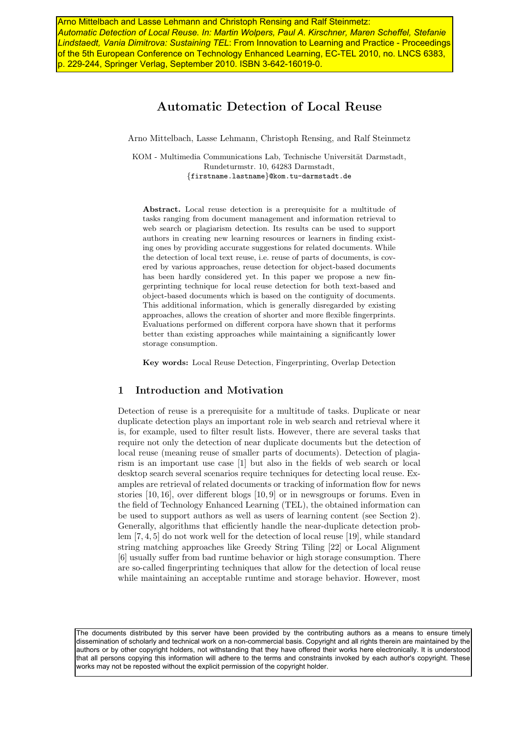Arno Mittelbach and Lasse Lehmann and Christoph Rensing and Ralf Steinmetz: *Automatic Detection of Local Reuse. In: Martin Wolpers, Paul A. Kirschner, Maren Scheffel, Stefanie Lindstaedt, Vania Dimitrova: Sustaining TEL*: From Innovation to Learning and Practice - Proceedings of the 5th European Conference on Technology Enhanced Learning, EC-TEL 2010, no. LNCS 6383, p. 229-244, Springer Verlag, September 2010. ISBN 3-642-16019-0.

# Automatic Detection of Local Reuse

Arno Mittelbach, Lasse Lehmann, Christoph Rensing, and Ralf Steinmetz

KOM - Multimedia Communications Lab, Technische Universität Darmstadt,
Rundeturmstr. 10, 64283 Darmstadt,
{firstname.lastname}@kom.tu-darmstadt.de

**Abstract.** Local reuse detection is a prerequisite for a multitude of tasks ranging from document management and information retrieval to web search or plagiarism detection. Its results can be used to support authors in creating new learning resources or learners in finding existing ones by providing accurate suggestions for related documents. While the detection of local text reuse, i.e. reuse of parts of documents, is covered by various approaches, reuse detection for object-based documents has been hardly considered yet. In this paper we propose a new fingerprinting technique for local reuse detection for both text-based and object-based documents which is based on the contiguity of documents. This additional information, which is generally disregarded by existing approaches, allows the creation of shorter and more flexible fingerprints. Evaluations performed on different corpora have shown that it performs better than existing approaches while maintaining a significantly lower storage consumption.

**Key words:** Local Reuse Detection, Fingerprinting, Overlap Detection

## 1 Introduction and Motivation

Detection of reuse is a prerequisite for a multitude of tasks. Duplicate or near duplicate detection plays an important role in web search and retrieval where it is, for example, used to filter result lists. However, there are several tasks that require not only the detection of near duplicate documents but the detection of local reuse (meaning reuse of smaller parts of documents). Detection of plagiarism is an important use case [1] but also in the fields of web search or local desktop search several scenarios require techniques for detecting local reuse. Examples are retrieval of related documents or tracking of information flow for news stories [10, 16], over different blogs [10, 9] or in newsgroups or forums. Even in the field of Technology Enhanced Learning (TEL), the obtained information can be used to support authors as well as users of learning content (see Section 2). Generally, algorithms that efficiently handle the near-duplicate detection problem [7, 4, 5] do not work well for the detection of local reuse [19], while standard string matching approaches like Greedy String Tiling [22] or Local Alignment [6] usually suffer from bad runtime behavior or high storage consumption. There are so-called fingerprinting techniques that allow for the detection of local reuse while maintaining an acceptable runtime and storage behavior. However, most

The documents distributed by this server have been provided by the contributing authors as a means to ensure timely dissemination of scholarly and technical work on a non-commercial basis. Copyright and all rights therein are maintained by the authors or by other copyright holders, not withstanding that they have offered their works here electronically. It is understood that all persons copying this information will adhere to the terms and constraints invoked by each author's copyright. These works may not be reposted without the explicit permission of the copyright holder.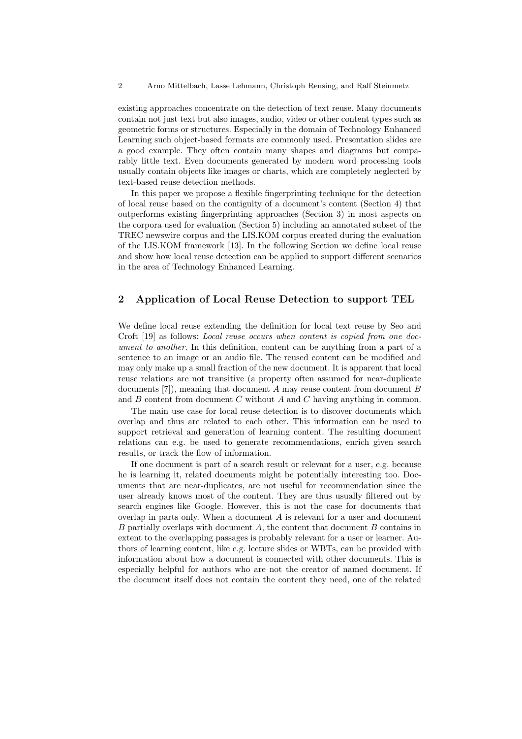existing approaches concentrate on the detection of text reuse. Many documents contain not just text but also images, audio, video or other content types such as geometric forms or structures. Especially in the domain of Technology Enhanced Learning such object-based formats are commonly used. Presentation slides are a good example. They often contain many shapes and diagrams but comparably little text. Even documents generated by modern word processing tools usually contain objects like images or charts, which are completely neglected by text-based reuse detection methods.

In this paper we propose a flexible fingerprinting technique for the detection of local reuse based on the contiguity of a document's content (Section 4) that outperforms existing fingerprinting approaches (Section 3) in most aspects on the corpora used for evaluation (Section 5) including an annotated subset of the TREC newswire corpus and the LIS.KOM corpus created during the evaluation of the LIS.KOM framework [13]. In the following Section we define local reuse and show how local reuse detection can be applied to support different scenarios in the area of Technology Enhanced Learning.

## 2 Application of Local Reuse Detection to support TEL

We define local reuse extending the definition for local text reuse by Seo and Croft [19] as follows: *Local reuse occurs when content is copied from one document to another.* In this definition, content can be anything from a part of a sentence to an image or an audio file. The reused content can be modified and may only make up a small fraction of the new document. It is apparent that local reuse relations are not transitive (a property often assumed for near-duplicate documents [7]), meaning that document $A$ may reuse content from document $B$ and $B$ content from document $C$ without $A$ and $C$ having anything in common.

The main use case for local reuse detection is to discover documents which overlap and thus are related to each other. This information can be used to support retrieval and generation of learning content. The resulting document relations can e.g. be used to generate recommendations, enrich given search results, or track the flow of information.

If one document is part of a search result or relevant for a user, e.g. because he is learning it, related documents might be potentially interesting too. Documents that are near-duplicates, are not useful for recommendation since the user already knows most of the content. They are thus usually filtered out by search engines like Google. However, this is not the case for documents that overlap in parts only. When a document $A$ is relevant for a user and document $B$ partially overlaps with document $A$, the content that document $B$ contains in extent to the overlapping passages is probably relevant for a user or learner. Authors of learning content, like e.g. lecture slides or WBTs, can be provided with information about how a document is connected with other documents. This is especially helpful for authors who are not the creator of named document. If the document itself does not contain the content they need, one of the related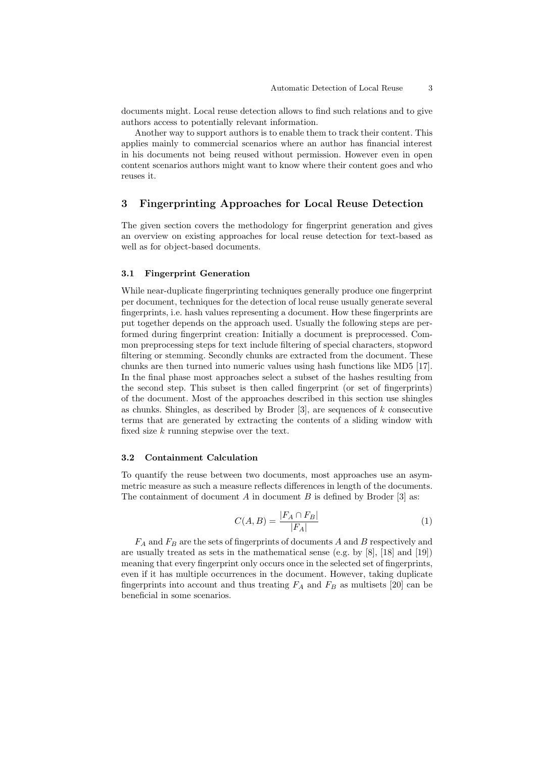documents might. Local reuse detection allows to find such relations and to give authors access to potentially relevant information.

Another way to support authors is to enable them to track their content. This applies mainly to commercial scenarios where an author has financial interest in his documents not being reused without permission. However even in open content scenarios authors might want to know where their content goes and who reuses it.

## 3 Fingerprinting Approaches for Local Reuse Detection

The given section covers the methodology for fingerprint generation and gives an overview on existing approaches for local reuse detection for text-based as well as for object-based documents.

### 3.1 Fingerprint Generation

While near-duplicate fingerprinting techniques generally produce one fingerprint per document, techniques for the detection of local reuse usually generate several fingerprints, i.e. hash values representing a document. How these fingerprints are put together depends on the approach used. Usually the following steps are performed during fingerprint creation: Initially a document is preprocessed. Common preprocessing steps for text include filtering of special characters, stopword filtering or stemming. Secondly chunks are extracted from the document. These chunks are then turned into numeric values using hash functions like MD5 [17]. In the final phase most approaches select a subset of the hashes resulting from the second step. This subset is then called fingerprint (or set of fingerprints) of the document. Most of the approaches described in this section use shingles as chunks. Shingles, as described by Broder [3], are sequences of $k$ consecutive terms that are generated by extracting the contents of a sliding window with fixed size $k$ running stepwise over the text.

### 3.2 Containment Calculation

To quantify the reuse between two documents, most approaches use an asymmetric measure as such a measure reflects differences in length of the documents. The containment of document $A$ in document $B$ is defined by Broder [3] as:

$$C(A, B) = \frac{|F_A \cap F_B|}{|F_A|} \tag{1}$$

$F_A$ and $F_B$ are the sets of fingerprints of documents $A$ and $B$ respectively and are usually treated as sets in the mathematical sense (e.g. by [8], [18] and [19]) meaning that every fingerprint only occurs once in the selected set of fingerprints, even if it has multiple occurrences in the document. However, taking duplicate fingerprints into account and thus treating $F_A$ and $F_B$ as multisets [20] can be beneficial in some scenarios.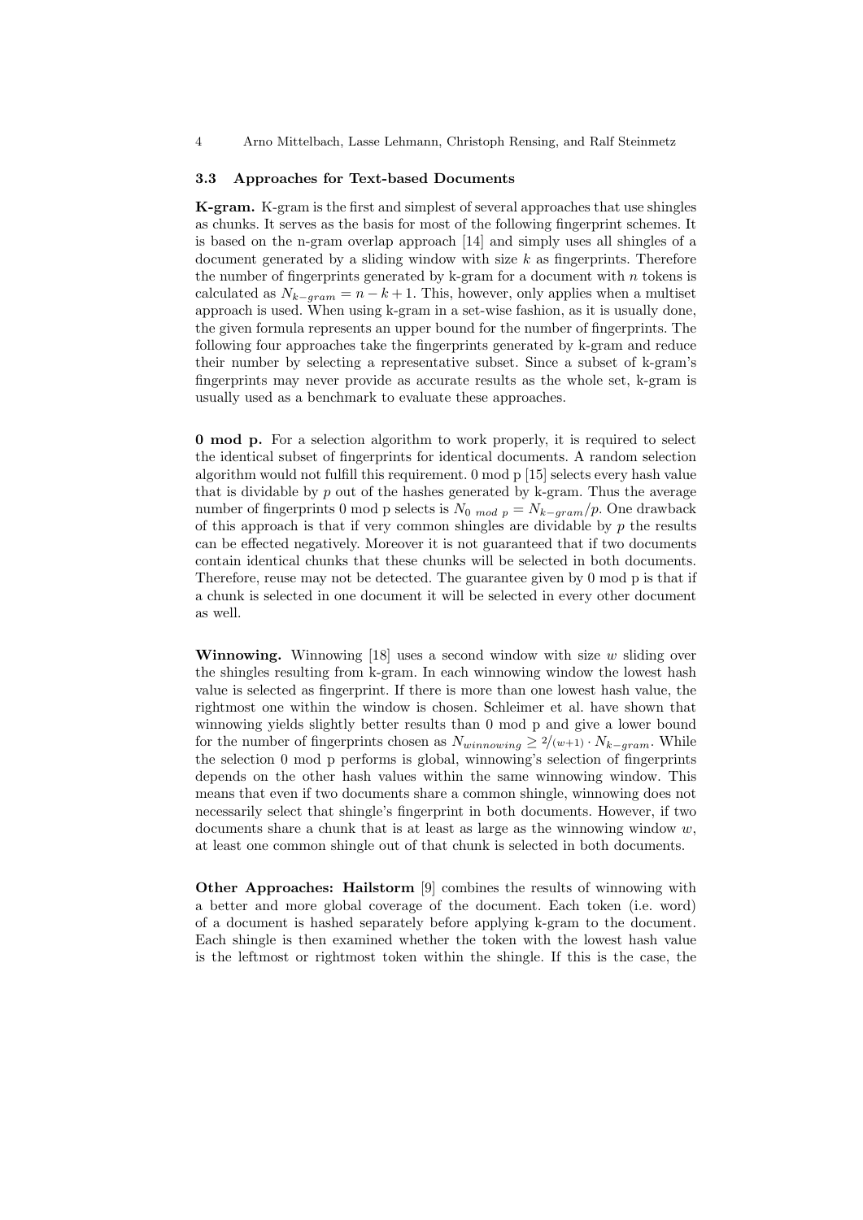### 3.3 Approaches for Text-based Documents

**K-gram.** K-gram is the first and simplest of several approaches that use shingles as chunks. It serves as the basis for most of the following fingerprint schemes. It is based on the n-gram overlap approach [14] and simply uses all shingles of a document generated by a sliding window with size $k$ as fingerprints. Therefore the number of fingerprints generated by k-gram for a document with $n$ tokens is calculated as $N_{k-gram} = n - k + 1$. This, however, only applies when a multiset approach is used. When using k-gram in a set-wise fashion, as it is usually done, the given formula represents an upper bound for the number of fingerprints. The following four approaches take the fingerprints generated by k-gram and reduce their number by selecting a representative subset. Since a subset of k-gram's fingerprints may never provide as accurate results as the whole set, k-gram is usually used as a benchmark to evaluate these approaches.

**0 mod p.** For a selection algorithm to work properly, it is required to select the identical subset of fingerprints for identical documents. A random selection algorithm would not fulfill this requirement. 0 mod p [15] selects every hash value that is dividable by $p$ out of the hashes generated by k-gram. Thus the average number of fingerprints 0 mod p selects is $N_{0 \ mod \ p} = N_{k-gram}/p$. One drawback of this approach is that if very common shingles are dividable by $p$ the results can be effected negatively. Moreover it is not guaranteed that if two documents contain identical chunks that these chunks will be selected in both documents. Therefore, reuse may not be detected. The guarantee given by 0 mod p is that if a chunk is selected in one document it will be selected in every other document as well.

**Winnowing.** Winnowing [18] uses a second window with size $w$ sliding over the shingles resulting from k-gram. In each winnowing window the lowest hash value is selected as fingerprint. If there is more than one lowest hash value, the rightmost one within the window is chosen. Schleimer et al. have shown that winnowing yields slightly better results than 0 mod p and give a lower bound for the number of fingerprints chosen as $N_{winnowing} \geq 2/(w+1) \cdot N_{k-gram}$. While the selection 0 mod p performs is global, winnowing's selection of fingerprints depends on the other hash values within the same winnowing window. This means that even if two documents share a common shingle, winnowing does not necessarily select that shingle's fingerprint in both documents. However, if two documents share a chunk that is at least as large as the winnowing window $w$, at least one common shingle out of that chunk is selected in both documents.

**Other Approaches: Hailstorm** [9] combines the results of winnowing with a better and more global coverage of the document. Each token (i.e. word) of a document is hashed separately before applying k-gram to the document. Each shingle is then examined whether the token with the lowest hash value is the leftmost or rightmost token within the shingle. If this is the case, the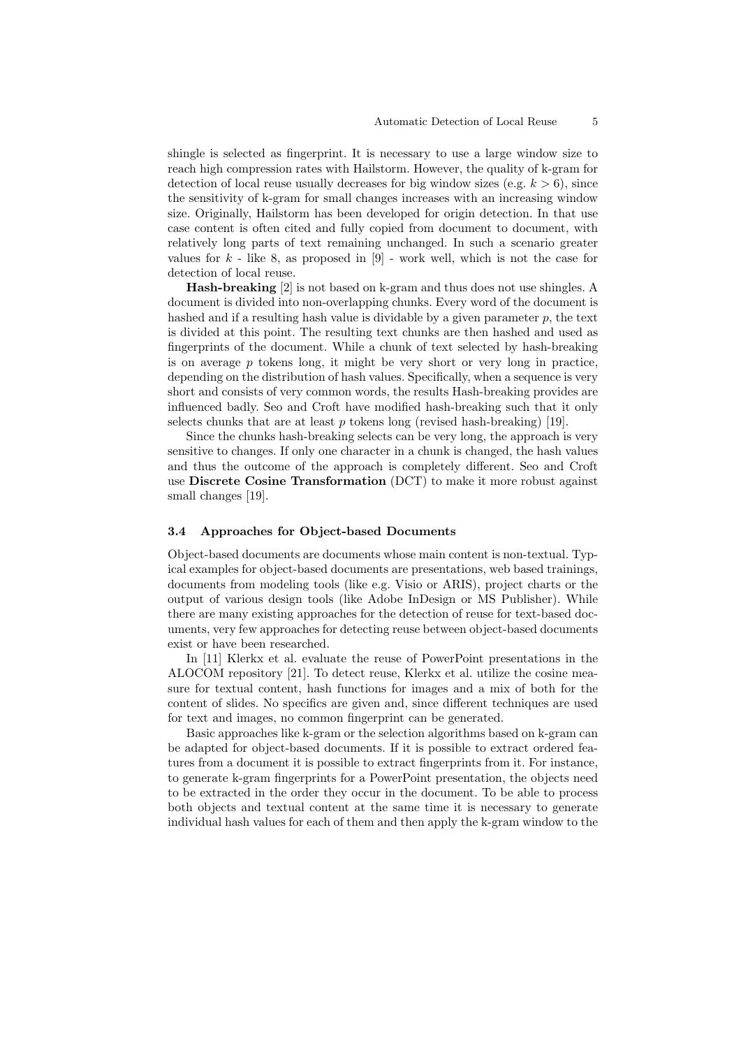shingle is selected as fingerprint. It is necessary to use a large window size to reach high compression rates with Hailstorm. However, the quality of k-gram for detection of local reuse usually decreases for big window sizes (e.g. $k > 6$), since the sensitivity of k-gram for small changes increases with an increasing window size. Originally, Hailstorm has been developed for origin detection. In that use case content is often cited and fully copied from document to document, with relatively long parts of text remaining unchanged. In such a scenario greater values for $k$ - like 8, as proposed in [9] - work well, which is not the case for detection of local reuse.

**Hash-breaking** [2] is not based on k-gram and thus does not use shingles. A document is divided into non-overlapping chunks. Every word of the document is hashed and if a resulting hash value is dividable by a given parameter $p$, the text is divided at this point. The resulting text chunks are then hashed and used as fingerprints of the document. While a chunk of text selected by hash-breaking is on average $p$ tokens long, it might be very short or very long in practice, depending on the distribution of hash values. Specifically, when a sequence is very short and consists of very common words, the results Hash-breaking provides are influenced badly. Seo and Croft have modified hash-breaking such that it only selects chunks that are at least $p$ tokens long (revised hash-breaking) [19].

Since the chunks hash-breaking selects can be very long, the approach is very sensitive to changes. If only one character in a chunk is changed, the hash values and thus the outcome of the approach is completely different. Seo and Croft use **Discrete Cosine Transformation** (DCT) to make it more robust against small changes [19].

### 3.4 Approaches for Object-based Documents

Object-based documents are documents whose main content is non-textual. Typical examples for object-based documents are presentations, web based trainings, documents from modeling tools (like e.g. Visio or ARIS), project charts or the output of various design tools (like Adobe InDesign or MS Publisher). While there are many existing approaches for the detection of reuse for text-based documents, very few approaches for detecting reuse between object-based documents exist or have been researched.

In [11] Klerkx et al. evaluate the reuse of PowerPoint presentations in the ALOCOM repository [21]. To detect reuse, Klerkx et al. utilize the cosine measure for textual content, hash functions for images and a mix of both for the content of slides. No specifics are given and, since different techniques are used for text and images, no common fingerprint can be generated.

Basic approaches like k-gram or the selection algorithms based on k-gram can be adapted for object-based documents. If it is possible to extract ordered features from a document it is possible to extract fingerprints from it. For instance, to generate k-gram fingerprints for a PowerPoint presentation, the objects need to be extracted in the order they occur in the document. To be able to process both objects and textual content at the same time it is necessary to generate individual hash values for each of them and then apply the k-gram window to the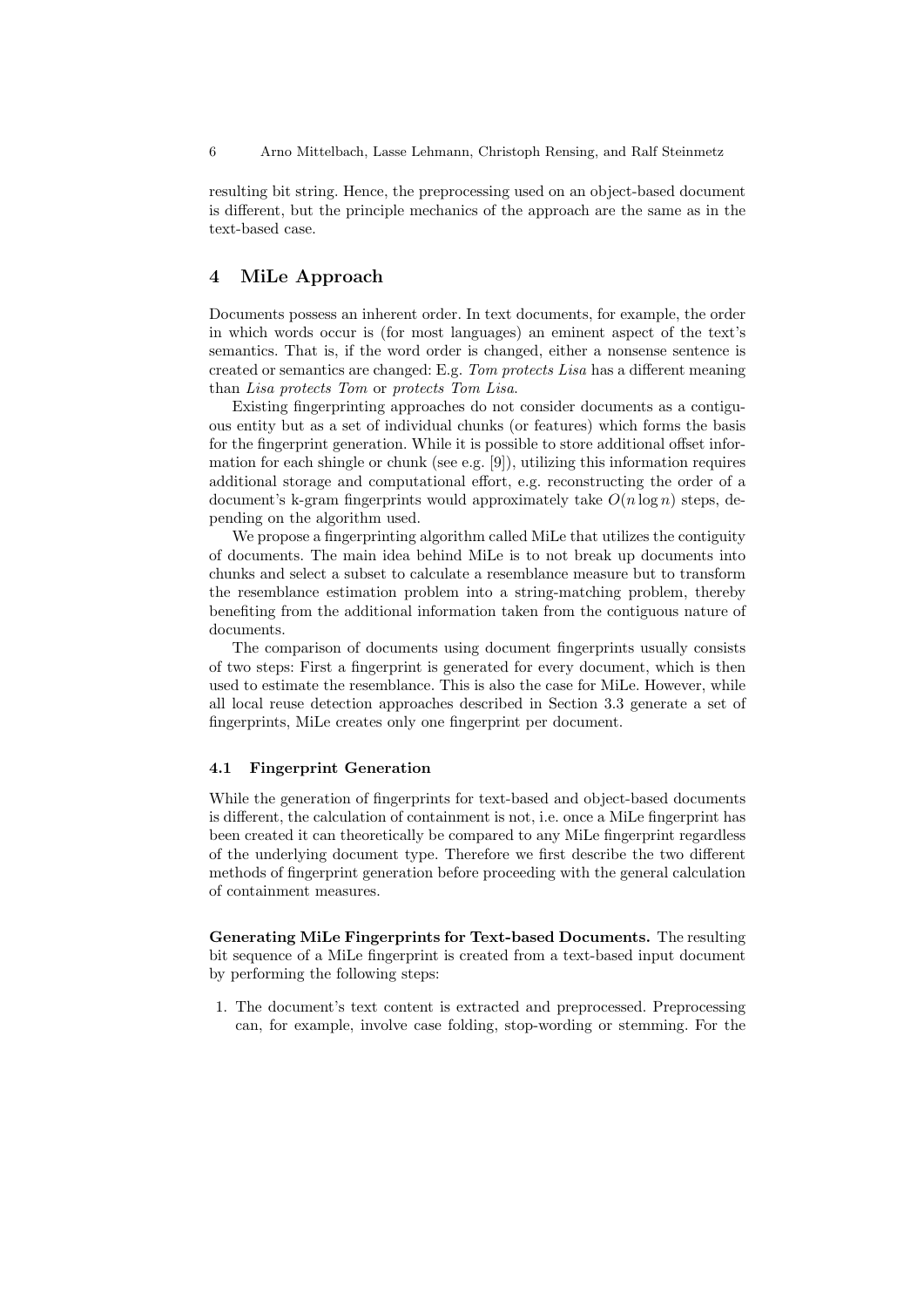resulting bit string. Hence, the preprocessing used on an object-based document is different, but the principle mechanics of the approach are the same as in the text-based case.

## 4 MiLe Approach

Documents possess an inherent order. In text documents, for example, the order in which words occur is (for most languages) an eminent aspect of the text's semantics. That is, if the word order is changed, either a nonsense sentence is created or semantics are changed: E.g. *Tom protects Lisa* has a different meaning than *Lisa protects Tom* or *protects Tom Lisa*.

Existing fingerprinting approaches do not consider documents as a contiguous entity but as a set of individual chunks (or features) which forms the basis for the fingerprint generation. While it is possible to store additional offset information for each shingle or chunk (see e.g. [9]), utilizing this information requires additional storage and computational effort, e.g. reconstructing the order of a document's k-gram fingerprints would approximately take $O(n \log n)$ steps, depending on the algorithm used.

We propose a fingerprinting algorithm called MiLe that utilizes the contiguity of documents. The main idea behind MiLe is to not break up documents into chunks and select a subset to calculate a resemblance measure but to transform the resemblance estimation problem into a string-matching problem, thereby benefiting from the additional information taken from the contiguous nature of documents.

The comparison of documents using document fingerprints usually consists of two steps: First a fingerprint is generated for every document, which is then used to estimate the resemblance. This is also the case for MiLe. However, while all local reuse detection approaches described in Section 3.3 generate a set of fingerprints, MiLe creates only one fingerprint per document.

### 4.1 Fingerprint Generation

While the generation of fingerprints for text-based and object-based documents is different, the calculation of containment is not, i.e. once a MiLe fingerprint has been created it can theoretically be compared to any MiLe fingerprint regardless of the underlying document type. Therefore we first describe the two different methods of fingerprint generation before proceeding with the general calculation of containment measures.

**Generating MiLe Fingerprints for Text-based Documents.** The resulting bit sequence of a MiLe fingerprint is created from a text-based input document by performing the following steps:

1. The document's text content is extracted and preprocessed. Preprocessing can, for example, involve case folding, stop-wording or stemming. For the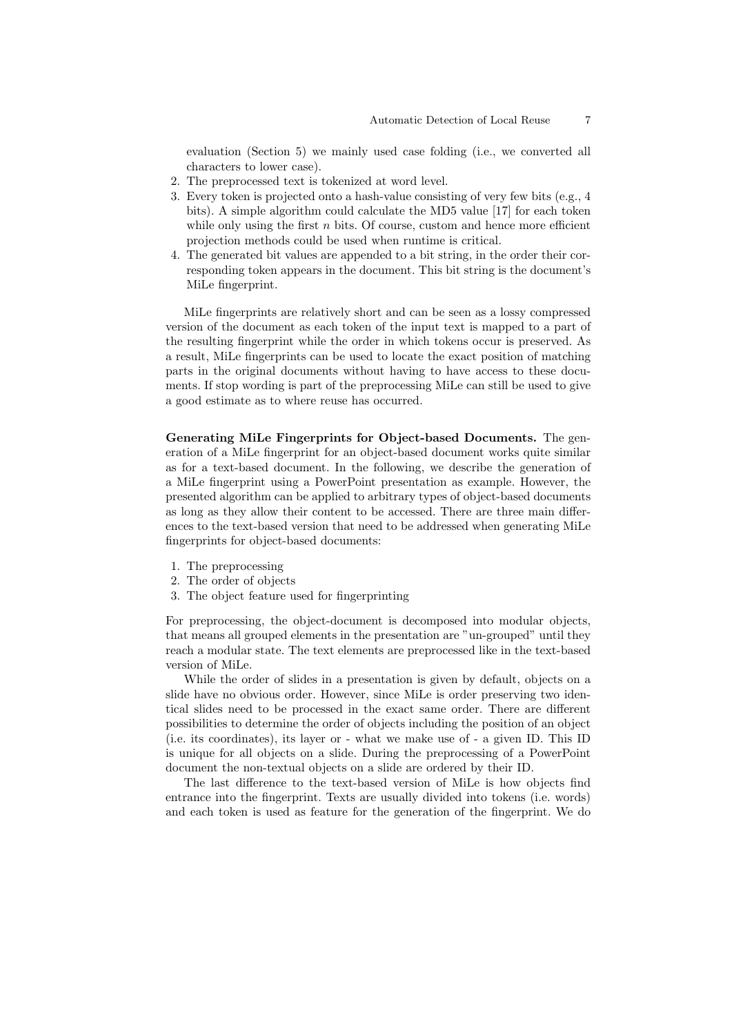evaluation (Section 5) we mainly used case folding (i.e., we converted all characters to lower case).

2. The preprocessed text is tokenized at word level.
3. Every token is projected onto a hash-value consisting of very few bits (e.g., 4 bits). A simple algorithm could calculate the MD5 value [17] for each token while only using the first $n$ bits. Of course, custom and hence more efficient projection methods could be used when runtime is critical.
4. The generated bit values are appended to a bit string, in the order their corresponding token appears in the document. This bit string is the document's MiLe fingerprint.

MiLe fingerprints are relatively short and can be seen as a lossy compressed version of the document as each token of the input text is mapped to a part of the resulting fingerprint while the order in which tokens occur is preserved. As a result, MiLe fingerprints can be used to locate the exact position of matching parts in the original documents without having to have access to these documents. If stop wording is part of the preprocessing MiLe can still be used to give a good estimate as to where reuse has occurred.

**Generating MiLe Fingerprints for Object-based Documents.** The generation of a MiLe fingerprint for an object-based document works quite similar as for a text-based document. In the following, we describe the generation of a MiLe fingerprint using a PowerPoint presentation as example. However, the presented algorithm can be applied to arbitrary types of object-based documents as long as they allow their content to be accessed. There are three main differences to the text-based version that need to be addressed when generating MiLe fingerprints for object-based documents:

1. The preprocessing
2. The order of objects
3. The object feature used for fingerprinting

For preprocessing, the object-document is decomposed into modular objects, that means all grouped elements in the presentation are "un-grouped" until they reach a modular state. The text elements are preprocessed like in the text-based version of MiLe.

While the order of slides in a presentation is given by default, objects on a slide have no obvious order. However, since MiLe is order preserving two identical slides need to be processed in the exact same order. There are different possibilities to determine the order of objects including the position of an object (i.e. its coordinates), its layer or - what we make use of - a given ID. This ID is unique for all objects on a slide. During the preprocessing of a PowerPoint document the non-textual objects on a slide are ordered by their ID.

The last difference to the text-based version of MiLe is how objects find entrance into the fingerprint. Texts are usually divided into tokens (i.e. words) and each token is used as feature for the generation of the fingerprint. We do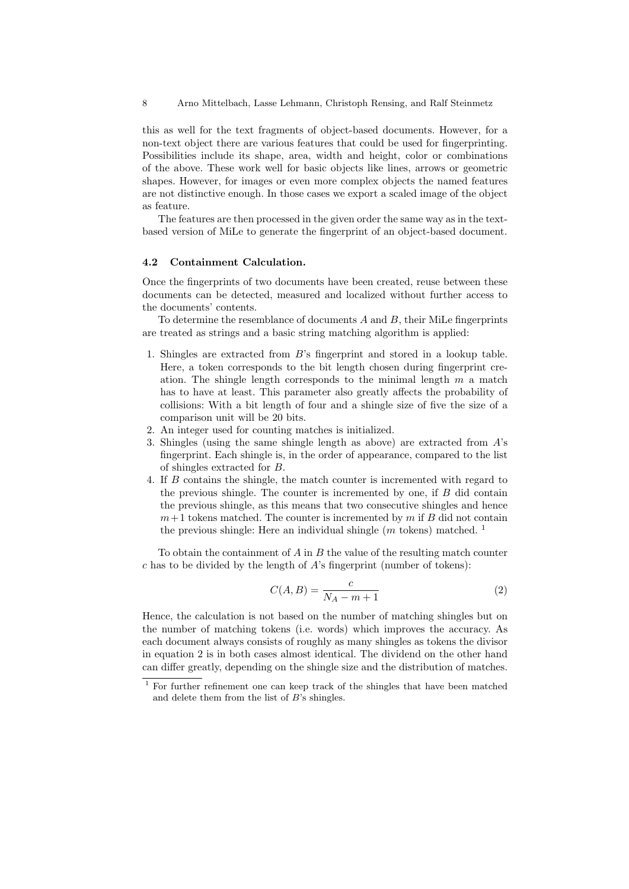this as well for the text fragments of object-based documents. However, for a non-text object there are various features that could be used for fingerprinting. Possibilities include its shape, area, width and height, color or combinations of the above. These work well for basic objects like lines, arrows or geometric shapes. However, for images or even more complex objects the named features are not distinctive enough. In those cases we export a scaled image of the object as feature.

The features are then processed in the given order the same way as in the text-based version of MiLe to generate the fingerprint of an object-based document.

### 4.2 Containment Calculation.

Once the fingerprints of two documents have been created, reuse between these documents can be detected, measured and localized without further access to the documents' contents.

To determine the resemblance of documents $A$ and $B$, their MiLe fingerprints are treated as strings and a basic string matching algorithm is applied:

1. Shingles are extracted from $B$'s fingerprint and stored in a lookup table. Here, a token corresponds to the bit length chosen during fingerprint creation. The shingle length corresponds to the minimal length $m$ a match has to have at least. This parameter also greatly affects the probability of collisions: With a bit length of four and a shingle size of five the size of a comparison unit will be 20 bits.
2. An integer used for counting matches is initialized.
3. Shingles (using the same shingle length as above) are extracted from $A$'s fingerprint. Each shingle is, in the order of appearance, compared to the list of shingles extracted for $B$.
4. If $B$ contains the shingle, the match counter is incremented with regard to the previous shingle. The counter is incremented by one, if $B$ did contain the previous shingle, as this means that two consecutive shingles and hence $m+1$ tokens matched. The counter is incremented by $m$ if $B$ did not contain the previous shingle: Here an individual shingle ($m$ tokens) matched. [1]

To obtain the containment of $A$ in $B$ the value of the resulting match counter $c$ has to be divided by the length of $A$'s fingerprint (number of tokens):

$$C(A, B) = \frac{c}{N_A - m + 1} \tag{2}$$

Hence, the calculation is not based on the number of matching shingles but on the number of matching tokens (i.e. words) which improves the accuracy. As each document always consists of roughly as many shingles as tokens the divisor in equation 2 is in both cases almost identical. The dividend on the other hand can differ greatly, depending on the shingle size and the distribution of matches.

[1] For further refinement one can keep track of the shingles that have been matched and delete them from the list of $B$'s shingles.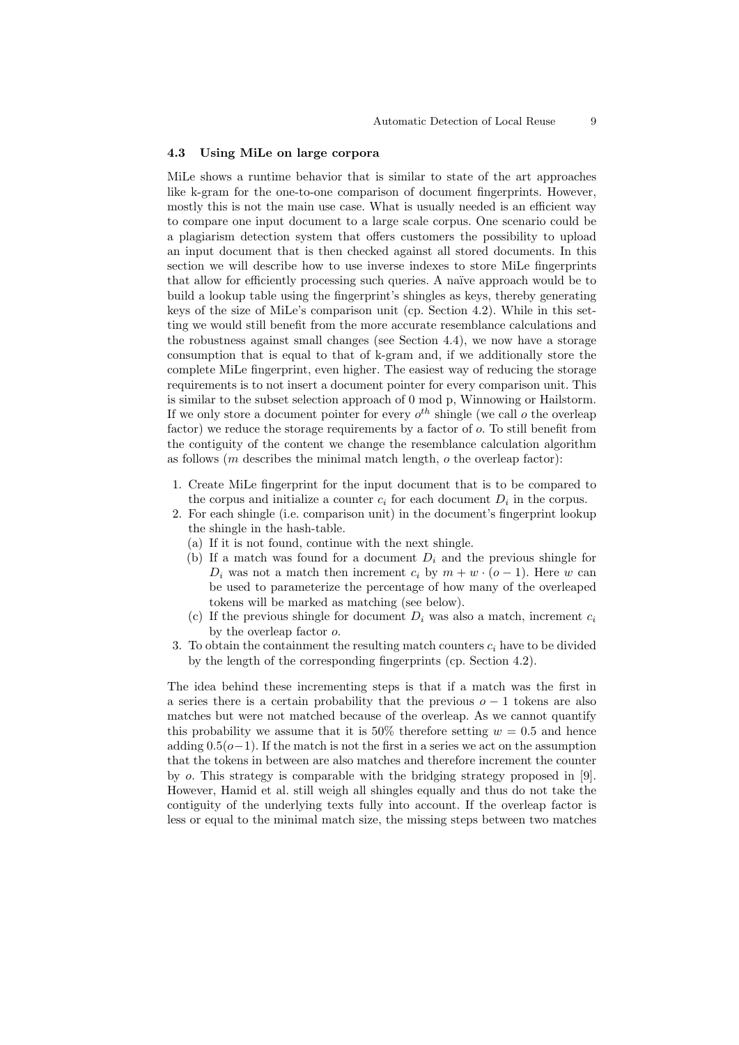### 4.3 Using MiLe on large corpora

MiLe shows a runtime behavior that is similar to state of the art approaches like k-gram for the one-to-one comparison of document fingerprints. However, mostly this is not the main use case. What is usually needed is an efficient way to compare one input document to a large scale corpus. One scenario could be a plagiarism detection system that offers customers the possibility to upload an input document that is then checked against all stored documents. In this section we will describe how to use inverse indexes to store MiLe fingerprints that allow for efficiently processing such queries. A naïve approach would be to build a lookup table using the fingerprint's shingles as keys, thereby generating keys of the size of MiLe's comparison unit (cp. Section 4.2). While in this setting we would still benefit from the more accurate resemblance calculations and the robustness against small changes (see Section 4.4), we now have a storage consumption that is equal to that of k-gram and, if we additionally store the complete MiLe fingerprint, even higher. The easiest way of reducing the storage requirements is to not insert a document pointer for every comparison unit. This is similar to the subset selection approach of 0 mod p, Winnowing or Hailstorm. If we only store a document pointer for every $o^{th}$ shingle (we call $o$ the overleap factor) we reduce the storage requirements by a factor of $o$. To still benefit from the contiguity of the content we change the resemblance calculation algorithm as follows ($m$ describes the minimal match length, $o$ the overleap factor):

1. Create MiLe fingerprint for the input document that is to be compared to the corpus and initialize a counter $c_i$ for each document $D_i$ in the corpus.
2. For each shingle (i.e. comparison unit) in the document's fingerprint lookup the shingle in the hash-table.
   (a) If it is not found, continue with the next shingle.
   (b) If a match was found for a document $D_i$ and the previous shingle for $D_i$ was not a match then increment $c_i$ by $m + w \cdot (o - 1)$. Here $w$ can be used to parameterize the percentage of how many of the overleaped tokens will be marked as matching (see below).
   (c) If the previous shingle for document $D_i$ was also a match, increment $c_i$ by the overleap factor $o$.
3. To obtain the containment the resulting match counters $c_i$ have to be divided by the length of the corresponding fingerprints (cp. Section 4.2).

The idea behind these incrementing steps is that if a match was the first in a series there is a certain probability that the previous $o - 1$ tokens are also matches but were not matched because of the overleap. As we cannot quantify this probability we assume that it is 50% therefore setting $w = 0.5$ and hence adding $0.5(o-1)$. If the match is not the first in a series we act on the assumption that the tokens in between are also matches and therefore increment the counter by $o$. This strategy is comparable with the bridging strategy proposed in [9]. However, Hamid et al. still weigh all shingles equally and thus do not take the contiguity of the underlying texts fully into account. If the overleap factor is less or equal to the minimal match size, the missing steps between two matches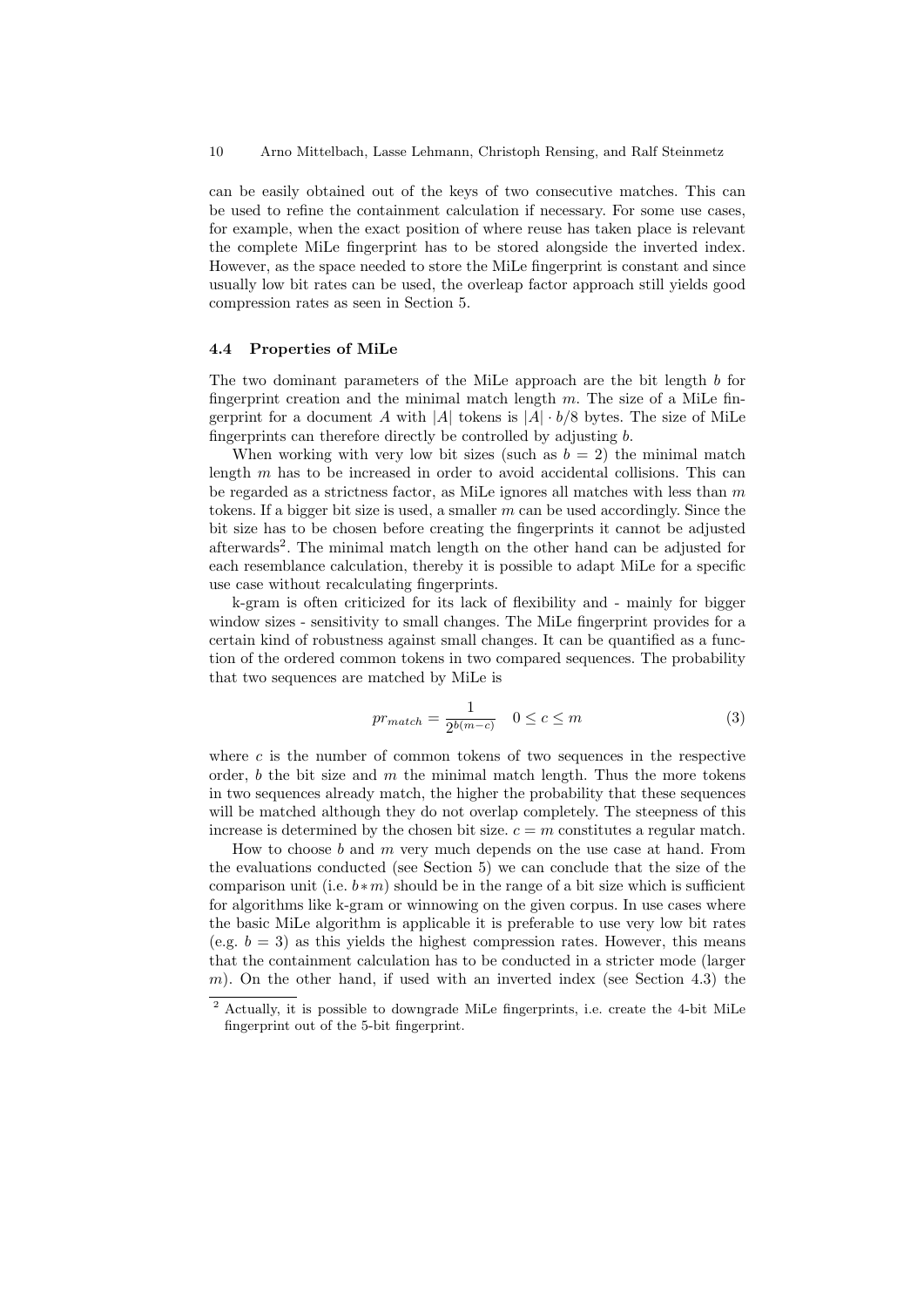can be easily obtained out of the keys of two consecutive matches. This can be used to refine the containment calculation if necessary. For some use cases, for example, when the exact position of where reuse has taken place is relevant the complete MiLe fingerprint has to be stored alongside the inverted index. However, as the space needed to store the MiLe fingerprint is constant and since usually low bit rates can be used, the overleap factor approach still yields good compression rates as seen in Section 5.

### 4.4 Properties of MiLe

The two dominant parameters of the MiLe approach are the bit length $b$ for fingerprint creation and the minimal match length $m$. The size of a MiLe fingerprint for a document $A$ with $|A|$ tokens is $|A| \cdot b/8$ bytes. The size of MiLe fingerprints can therefore directly be controlled by adjusting $b$.

When working with very low bit sizes (such as $b = 2$) the minimal match length $m$ has to be increased in order to avoid accidental collisions. This can be regarded as a strictness factor, as MiLe ignores all matches with less than $m$ tokens. If a bigger bit size is used, a smaller $m$ can be used accordingly. Since the bit size has to be chosen before creating the fingerprints it cannot be adjusted afterwards[2]. The minimal match length on the other hand can be adjusted for each resemblance calculation, thereby it is possible to adapt MiLe for a specific use case without recalculating fingerprints.

k-gram is often criticized for its lack of flexibility and - mainly for bigger window sizes - sensitivity to small changes. The MiLe fingerprint provides for a certain kind of robustness against small changes. It can be quantified as a function of the ordered common tokens in two compared sequences. The probability that two sequences are matched by MiLe is

$$pr_{match} = \frac{1}{2^{b(m-c)}} \quad 0 \leq c \leq m \tag{3}$$

where $c$ is the number of common tokens of two sequences in the respective order, $b$ the bit size and $m$ the minimal match length. Thus the more tokens in two sequences already match, the higher the probability that these sequences will be matched although they do not overlap completely. The steepness of this increase is determined by the chosen bit size. $c = m$ constitutes a regular match.

How to choose $b$ and $m$ very much depends on the use case at hand. From the evaluations conducted (see Section 5) we can conclude that the size of the comparison unit (i.e. $b * m$) should be in the range of a bit size which is sufficient for algorithms like k-gram or winnowing on the given corpus. In use cases where the basic MiLe algorithm is applicable it is preferable to use very low bit rates (e.g. $b = 3$) as this yields the highest compression rates. However, this means that the containment calculation has to be conducted in a stricter mode (larger $m$). On the other hand, if used with an inverted index (see Section 4.3) the

[2] Actually, it is possible to downgrade MiLe fingerprints, i.e. create the 4-bit MiLe fingerprint out of the 5-bit fingerprint.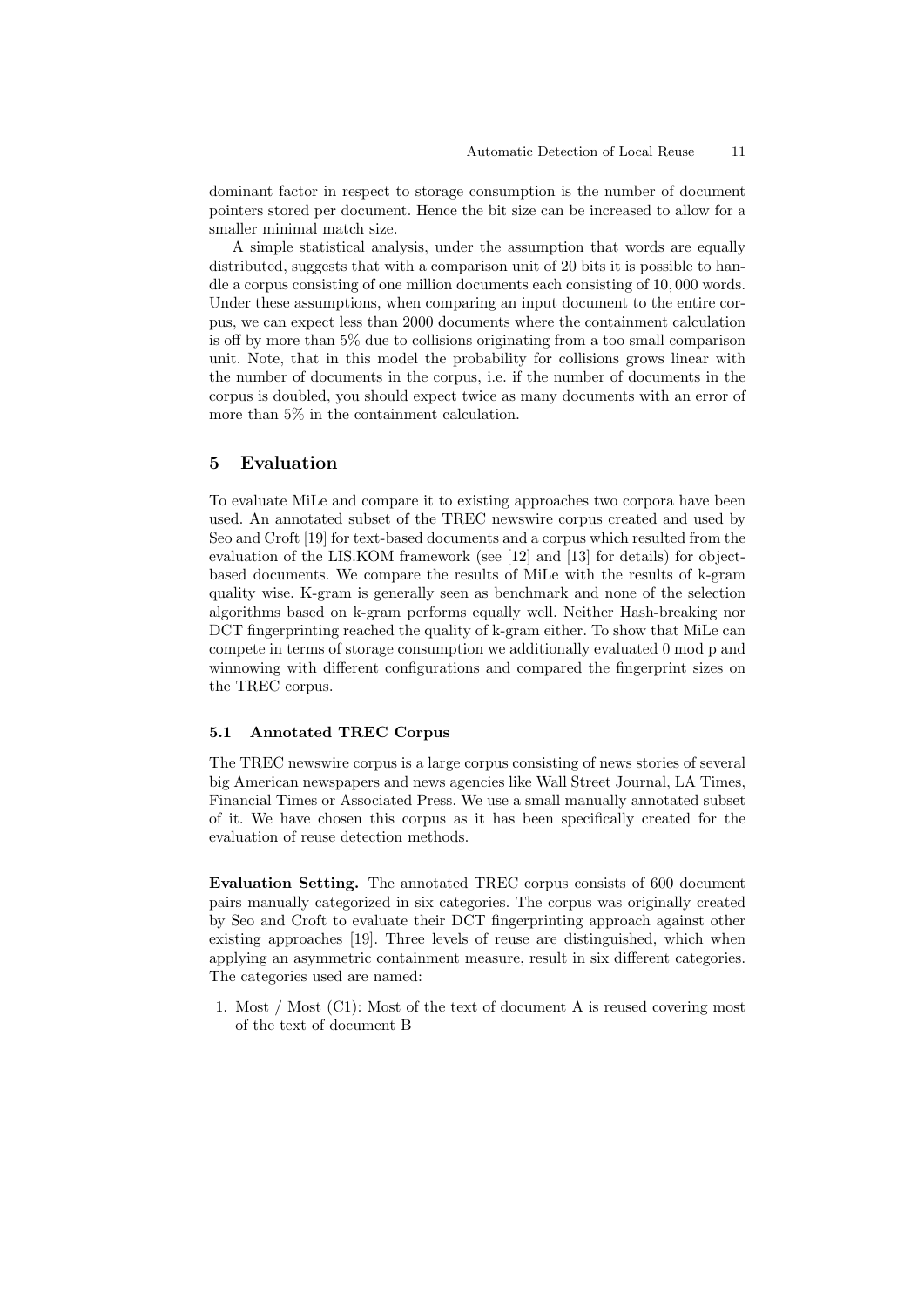dominant factor in respect to storage consumption is the number of document pointers stored per document. Hence the bit size can be increased to allow for a smaller minimal match size.

A simple statistical analysis, under the assumption that words are equally distributed, suggests that with a comparison unit of 20 bits it is possible to handle a corpus consisting of one million documents each consisting of 10,000 words. Under these assumptions, when comparing an input document to the entire corpus, we can expect less than 2000 documents where the containment calculation is off by more than 5% due to collisions originating from a too small comparison unit. Note, that in this model the probability for collisions grows linear with the number of documents in the corpus, i.e. if the number of documents in the corpus is doubled, you should expect twice as many documents with an error of more than 5% in the containment calculation.

## 5 Evaluation

To evaluate MiLe and compare it to existing approaches two corpora have been used. An annotated subset of the TREC newswire corpus created and used by Seo and Croft [19] for text-based documents and a corpus which resulted from the evaluation of the LIS.KOM framework (see [12] and [13] for details) for object-based documents. We compare the results of MiLe with the results of k-gram quality wise. K-gram is generally seen as benchmark and none of the selection algorithms based on k-gram performs equally well. Neither Hash-breaking nor DCT fingerprinting reached the quality of k-gram either. To show that MiLe can compete in terms of storage consumption we additionally evaluated 0 mod p and winnowing with different configurations and compared the fingerprint sizes on the TREC corpus.

### 5.1 Annotated TREC Corpus

The TREC newswire corpus is a large corpus consisting of news stories of several big American newspapers and news agencies like Wall Street Journal, LA Times, Financial Times or Associated Press. We use a small manually annotated subset of it. We have chosen this corpus as it has been specifically created for the evaluation of reuse detection methods.

**Evaluation Setting.** The annotated TREC corpus consists of 600 document pairs manually categorized in six categories. The corpus was originally created by Seo and Croft to evaluate their DCT fingerprinting approach against other existing approaches [19]. Three levels of reuse are distinguished, which when applying an asymmetric containment measure, result in six different categories. The categories used are named:

1. Most / Most (C1): Most of the text of document A is reused covering most of the text of document B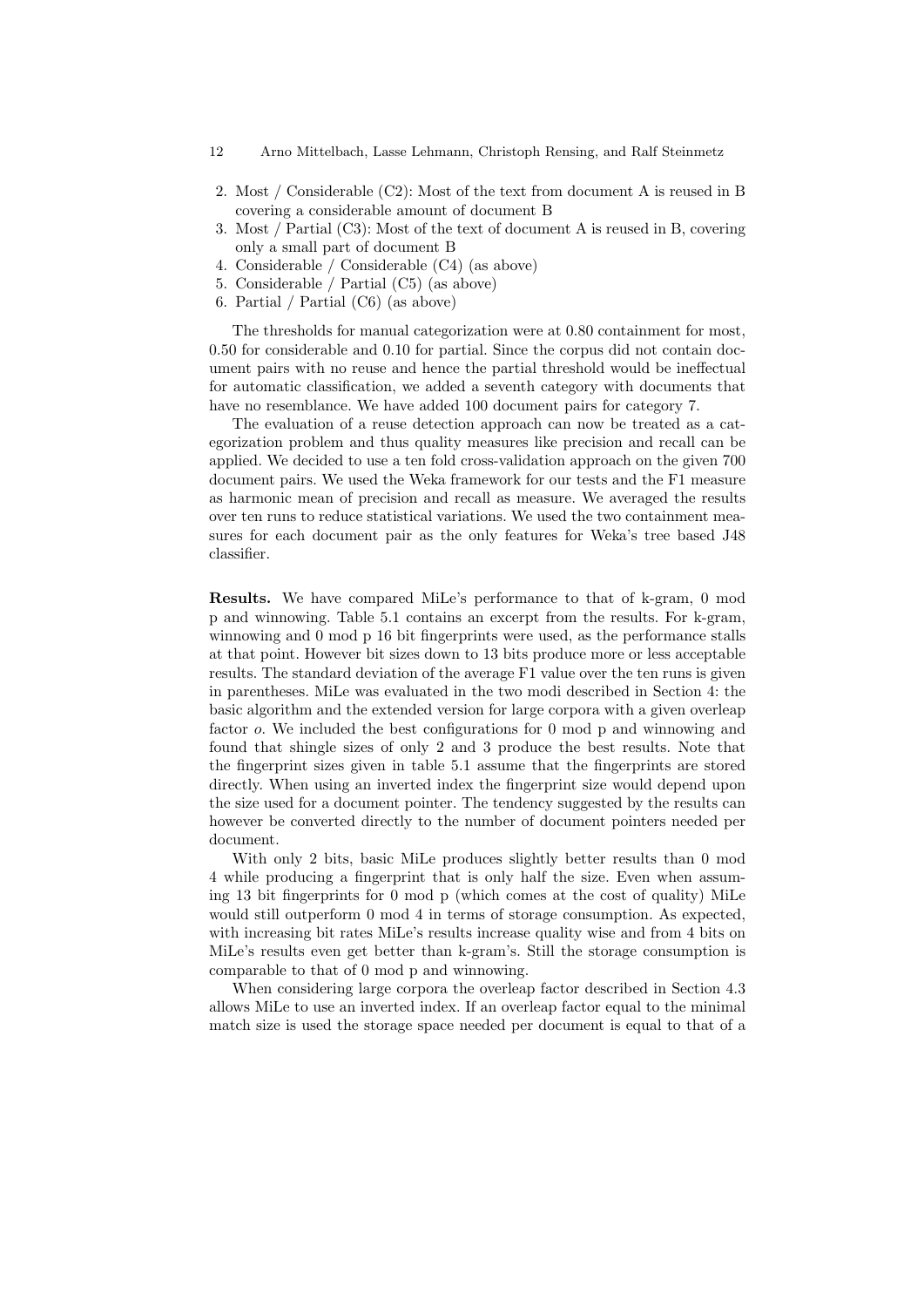2. Most / Considerable (C2): Most of the text from document A is reused in B covering a considerable amount of document B
3. Most / Partial (C3): Most of the text of document A is reused in B, covering only a small part of document B
4. Considerable / Considerable (C4) (as above)
5. Considerable / Partial (C5) (as above)
6. Partial / Partial (C6) (as above)

The thresholds for manual categorization were at 0.80 containment for most, 0.50 for considerable and 0.10 for partial. Since the corpus did not contain document pairs with no reuse and hence the partial threshold would be ineffectual for automatic classification, we added a seventh category with documents that have no resemblance. We have added 100 document pairs for category 7.

The evaluation of a reuse detection approach can now be treated as a categorization problem and thus quality measures like precision and recall can be applied. We decided to use a ten fold cross-validation approach on the given 700 document pairs. We used the Weka framework for our tests and the F1 measure as harmonic mean of precision and recall as measure. We averaged the results over ten runs to reduce statistical variations. We used the two containment measures for each document pair as the only features for Weka's tree based J48 classifier.

**Results.** We have compared MiLe's performance to that of k-gram, 0 mod p and winnowing. Table 5.1 contains an excerpt from the results. For k-gram, winnowing and 0 mod p 16 bit fingerprints were used, as the performance stalls at that point. However bit sizes down to 13 bits produce more or less acceptable results. The standard deviation of the average F1 value over the ten runs is given in parentheses. MiLe was evaluated in the two modi described in Section 4: the basic algorithm and the extended version for large corpora with a given overleap factor $o$. We included the best configurations for 0 mod p and winnowing and found that shingle sizes of only 2 and 3 produce the best results. Note that the fingerprint sizes given in table 5.1 assume that the fingerprints are stored directly. When using an inverted index the fingerprint size would depend upon the size used for a document pointer. The tendency suggested by the results can however be converted directly to the number of document pointers needed per document.

With only 2 bits, basic MiLe produces slightly better results than 0 mod 4 while producing a fingerprint that is only half the size. Even when assuming 13 bit fingerprints for 0 mod p (which comes at the cost of quality) MiLe would still outperform 0 mod 4 in terms of storage consumption. As expected, with increasing bit rates MiLe's results increase quality wise and from 4 bits on MiLe's results even get better than k-gram's. Still the storage consumption is comparable to that of 0 mod p and winnowing.

When considering large corpora the overleap factor described in Section 4.3 allows MiLe to use an inverted index. If an overleap factor equal to the minimal match size is used the storage space needed per document is equal to that of a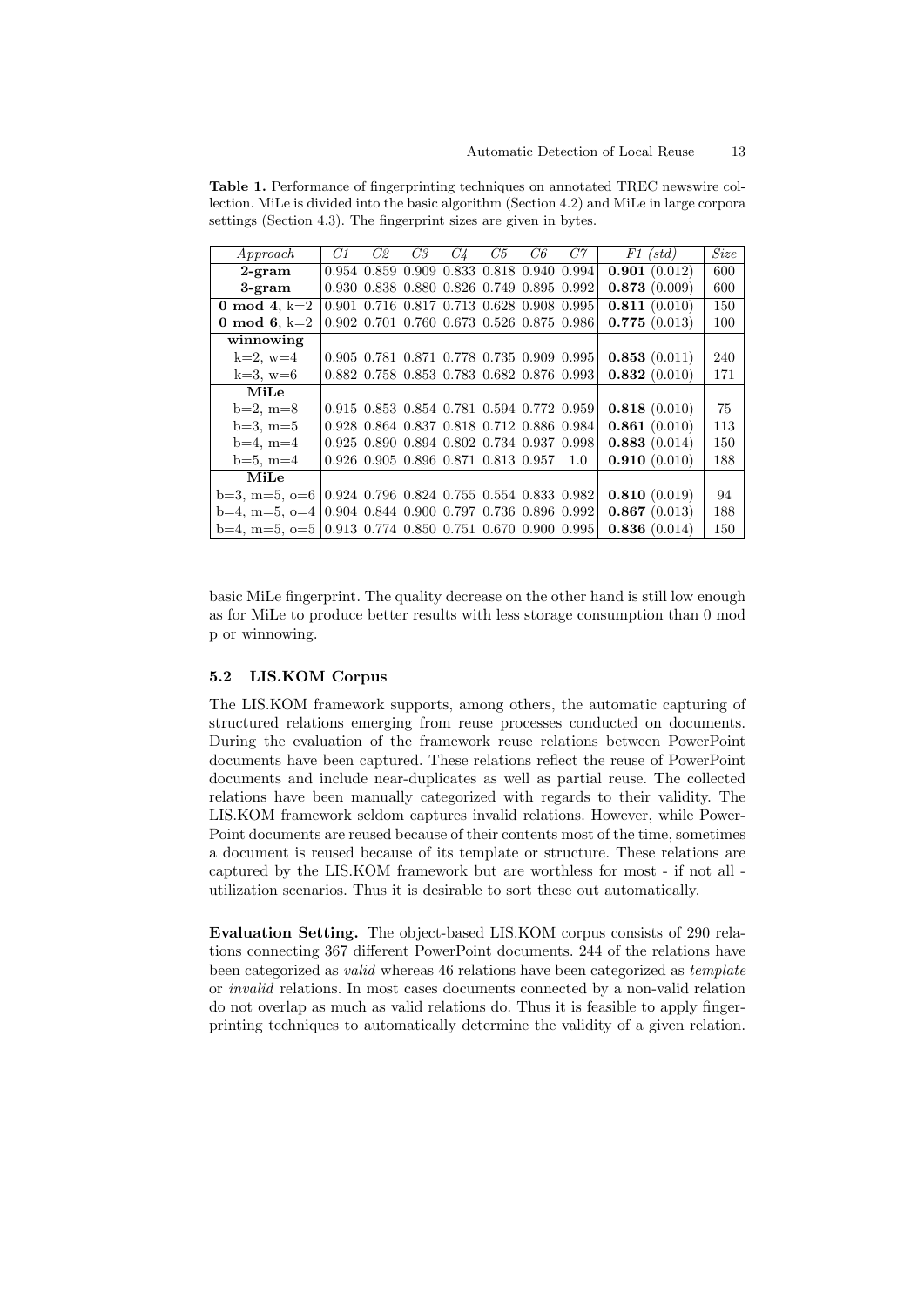**Table 1.** Performance of fingerprinting techniques on annotated TREC newswire collection. MiLe is divided into the basic algorithm (Section 4.2) and MiLe in large corpora settings (Section 4.3). The fingerprint sizes are given in bytes.

| *Approach* | *C1* | *C2* | *C3* | *C4* | *C5* | *C6* | *C7* | *F1 (std)* | *Size* |
|---|---|---|---|---|---|---|---|---|---|
| **2-gram** | 0.954 | 0.859 | 0.909 | 0.833 | 0.818 | 0.940 | 0.994 | **0.901** (0.012) | 600 |
| **3-gram** | 0.930 | 0.838 | 0.880 | 0.826 | 0.749 | 0.895 | 0.992 | **0.873** (0.009) | 600 |
| **0 mod 4**, k=2 | 0.901 | 0.716 | 0.817 | 0.713 | 0.628 | 0.908 | 0.995 | **0.811** (0.010) | 150 |
| **0 mod 6**, k=2 | 0.902 | 0.701 | 0.760 | 0.673 | 0.526 | 0.875 | 0.986 | **0.775** (0.013) | 100 |
| **winnowing** | | | | | | | | | |
| k=2, w=4 | 0.905 | 0.781 | 0.871 | 0.778 | 0.735 | 0.909 | 0.995 | **0.853** (0.011) | 240 |
| k=3, w=6 | 0.882 | 0.758 | 0.853 | 0.783 | 0.682 | 0.876 | 0.993 | **0.832** (0.010) | 171 |
| **MiLe** | | | | | | | | | |
| b=2, m=8 | 0.915 | 0.853 | 0.854 | 0.781 | 0.594 | 0.772 | 0.959 | **0.818** (0.010) | 75 |
| b=3, m=5 | 0.928 | 0.864 | 0.837 | 0.818 | 0.712 | 0.886 | 0.984 | **0.861** (0.010) | 113 |
| b=4, m=4 | 0.925 | 0.890 | 0.894 | 0.802 | 0.734 | 0.937 | 0.998 | **0.883** (0.014) | 150 |
| b=5, m=4 | 0.926 | 0.905 | 0.896 | 0.871 | 0.813 | 0.957 | 1.0 | **0.910** (0.010) | 188 |
| **MiLe** | | | | | | | | | |
| b=3, m=5, o=6 | 0.924 | 0.796 | 0.824 | 0.755 | 0.554 | 0.833 | 0.982 | **0.810** (0.019) | 94 |
| b=4, m=5, o=4 | 0.904 | 0.844 | 0.900 | 0.797 | 0.736 | 0.896 | 0.992 | **0.867** (0.013) | 188 |
| b=4, m=5, o=5 | 0.913 | 0.774 | 0.850 | 0.751 | 0.670 | 0.900 | 0.995 | **0.836** (0.014) | 150 |

basic MiLe fingerprint. The quality decrease on the other hand is still low enough as for MiLe to produce better results with less storage consumption than 0 mod p or winnowing.

### 5.2 LIS.KOM Corpus

The LIS.KOM framework supports, among others, the automatic capturing of structured relations emerging from reuse processes conducted on documents. During the evaluation of the framework reuse relations between PowerPoint documents have been captured. These relations reflect the reuse of PowerPoint documents and include near-duplicates as well as partial reuse. The collected relations have been manually categorized with regards to their validity. The LIS.KOM framework seldom captures invalid relations. However, while PowerPoint documents are reused because of their contents most of the time, sometimes a document is reused because of its template or structure. These relations are captured by the LIS.KOM framework but are worthless for most - if not all - utilization scenarios. Thus it is desirable to sort these out automatically.

**Evaluation Setting.** The object-based LIS.KOM corpus consists of 290 relations connecting 367 different PowerPoint documents. 244 of the relations have been categorized as *valid* whereas 46 relations have been categorized as *template* or *invalid* relations. In most cases documents connected by a non-valid relation do not overlap as much as valid relations do. Thus it is feasible to apply fingerprinting techniques to automatically determine the validity of a given relation.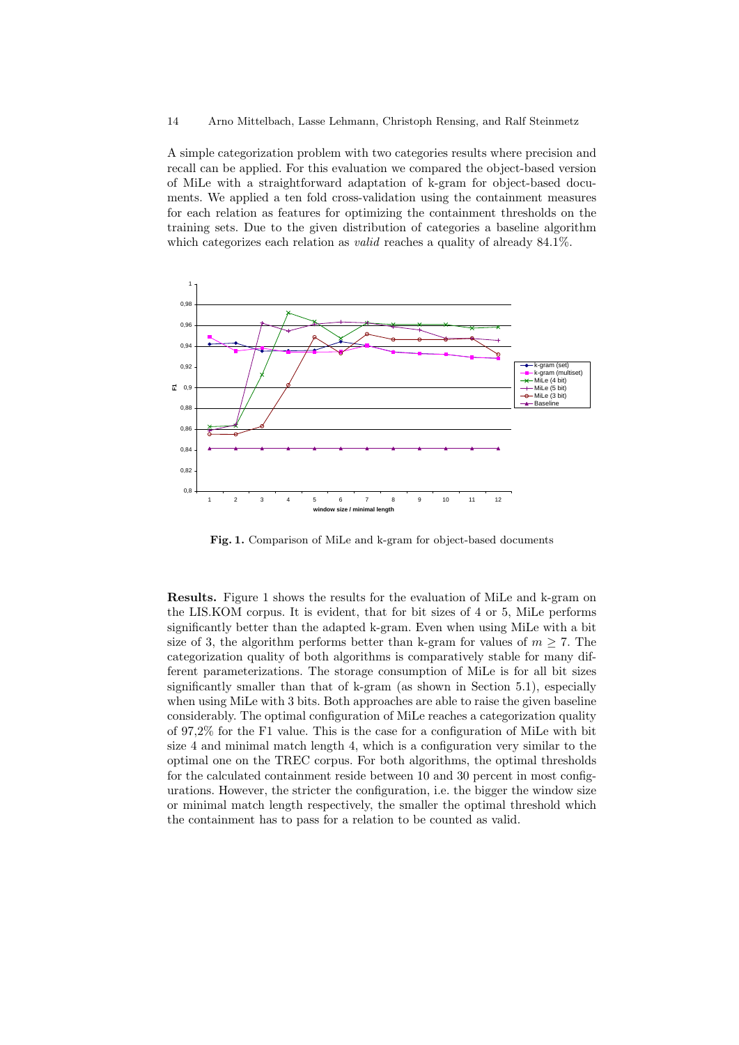A simple categorization problem with two categories results where precision and recall can be applied. For this evaluation we compared the object-based version of MiLe with a straightforward adaptation of k-gram for object-based documents. We applied a ten fold cross-validation using the containment measures for each relation as features for optimizing the containment thresholds on the training sets. Due to the given distribution of categories a baseline algorithm which categorizes each relation as *valid* reaches a quality of already 84.1%.

**Fig. 1.** Comparison of MiLe and k-gram for object-based documents

**Results.** Figure 1 shows the results for the evaluation of MiLe and k-gram on the LIS.KOM corpus. It is evident, that for bit sizes of 4 or 5, MiLe performs significantly better than the adapted k-gram. Even when using MiLe with a bit size of 3, the algorithm performs better than k-gram for values of $m \geq 7$. The categorization quality of both algorithms is comparatively stable for many different parameterizations. The storage consumption of MiLe is for all bit sizes significantly smaller than that of k-gram (as shown in Section 5.1), especially when using MiLe with 3 bits. Both approaches are able to raise the given baseline considerably. The optimal configuration of MiLe reaches a categorization quality of 97,2% for the F1 value. This is the case for a configuration of MiLe with bit size 4 and minimal match length 4, which is a configuration very similar to the optimal one on the TREC corpus. For both algorithms, the optimal thresholds for the calculated containment reside between 10 and 30 percent in most configurations. However, the stricter the configuration, i.e. the bigger the window size or minimal match length respectively, the smaller the optimal threshold which the containment has to pass for a relation to be counted as valid.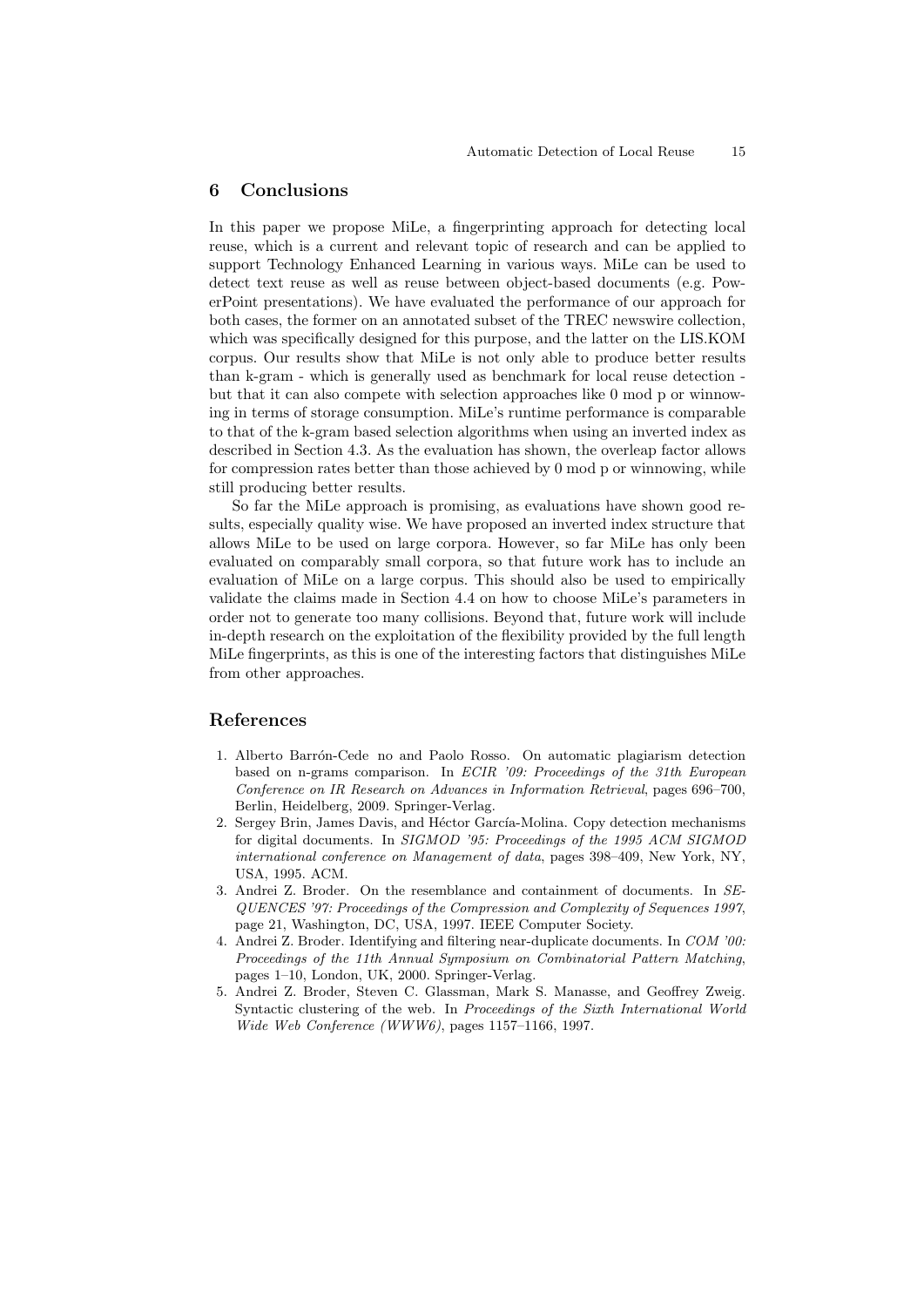## 6 Conclusions

In this paper we propose MiLe, a fingerprinting approach for detecting local reuse, which is a current and relevant topic of research and can be applied to support Technology Enhanced Learning in various ways. MiLe can be used to detect text reuse as well as reuse between object-based documents (e.g. PowerPoint presentations). We have evaluated the performance of our approach for both cases, the former on an annotated subset of the TREC newswire collection, which was specifically designed for this purpose, and the latter on the LIS.KOM corpus. Our results show that MiLe is not only able to produce better results than k-gram - which is generally used as benchmark for local reuse detection - but that it can also compete with selection approaches like 0 mod p or winnowing in terms of storage consumption. MiLe's runtime performance is comparable to that of the k-gram based selection algorithms when using an inverted index as described in Section 4.3. As the evaluation has shown, the overleap factor allows for compression rates better than those achieved by 0 mod p or winnowing, while still producing better results.

So far the MiLe approach is promising, as evaluations have shown good results, especially quality wise. We have proposed an inverted index structure that allows MiLe to be used on large corpora. However, so far MiLe has only been evaluated on comparably small corpora, so that future work has to include an evaluation of MiLe on a large corpus. This should also be used to empirically validate the claims made in Section 4.4 on how to choose MiLe's parameters in order not to generate too many collisions. Beyond that, future work will include in-depth research on the exploitation of the flexibility provided by the full length MiLe fingerprints, as this is one of the interesting factors that distinguishes MiLe from other approaches.

## References

1. Alberto Barrón-Cede no and Paolo Rosso. On automatic plagiarism detection based on n-grams comparison. In *ECIR '09: Proceedings of the 31th European Conference on IR Research on Advances in Information Retrieval*, pages 696–700, Berlin, Heidelberg, 2009. Springer-Verlag.
2. Sergey Brin, James Davis, and Héctor García-Molina. Copy detection mechanisms for digital documents. In *SIGMOD '95: Proceedings of the 1995 ACM SIGMOD international conference on Management of data*, pages 398–409, New York, NY, USA, 1995. ACM.
3. Andrei Z. Broder. On the resemblance and containment of documents. In *SEQUENCES '97: Proceedings of the Compression and Complexity of Sequences 1997*, page 21, Washington, DC, USA, 1997. IEEE Computer Society.
4. Andrei Z. Broder. Identifying and filtering near-duplicate documents. In *COM '00: Proceedings of the 11th Annual Symposium on Combinatorial Pattern Matching*, pages 1–10, London, UK, 2000. Springer-Verlag.
5. Andrei Z. Broder, Steven C. Glassman, Mark S. Manasse, and Geoffrey Zweig. Syntactic clustering of the web. In *Proceedings of the Sixth International World Wide Web Conference (WWW6)*, pages 1157–1166, 1997.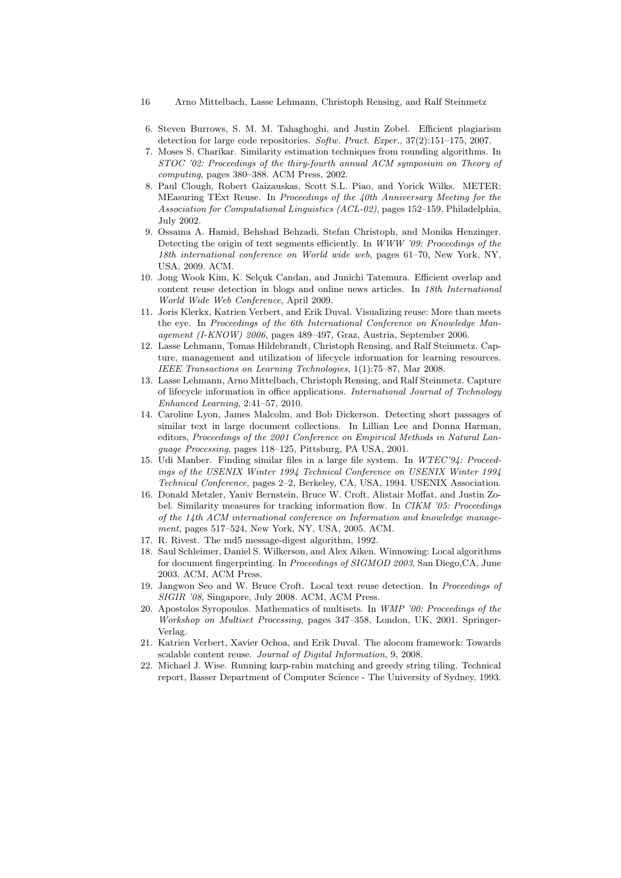6. Steven Burrows, S. M. M. Tahaghoghi, and Justin Zobel. Efficient plagiarism detection for large code repositories. *Softw. Pract. Exper.*, 37(2):151–175, 2007.
7. Moses S. Charikar. Similarity estimation techniques from rounding algorithms. In *STOC '02: Proceedings of the thiry-fourth annual ACM symposium on Theory of computing*, pages 380–388. ACM Press, 2002.
8. Paul Clough, Robert Gaizauskas, Scott S.L. Piao, and Yorick Wilks. METER: MEasuring TExt Reuse. In *Proceedings of the 40th Anniversary Meeting for the Association for Computational Linguistics (ACL-02)*, pages 152–159, Philadelphia, July 2002.
9. Ossama A. Hamid, Behshad Behzadi, Stefan Christoph, and Monika Henzinger. Detecting the origin of text segments efficiently. In *WWW '09: Proceedings of the 18th international conference on World wide web*, pages 61–70, New York, NY, USA, 2009. ACM.
10. Jong Wook Kim, K. Selçuk Candan, and Junichi Tatemura. Efficient overlap and content reuse detection in blogs and online news articles. In *18th International World Wide Web Conference*, April 2009.
11. Joris Klerkx, Katrien Verbert, and Erik Duval. Visualizing reuse: More than meets the eye. In *Proceedings of the 6th International Conference on Knowledge Management (I-KNOW) 2006*, pages 489–497, Graz, Austria, September 2006.
12. Lasse Lehmann, Tomas Hildebrandt, Christoph Rensing, and Ralf Steinmetz. Capture, management and utilization of lifecycle information for learning resources. *IEEE Transactions on Learning Technologies*, 1(1):75–87, Mar 2008.
13. Lasse Lehmann, Arno Mittelbach, Christoph Rensing, and Ralf Steinmetz. Capture of lifecycle information in office applications. *International Journal of Technology Enhanced Learning*, 2:41–57, 2010.
14. Caroline Lyon, James Malcolm, and Bob Dickerson. Detecting short passages of similar text in large document collections. In Lillian Lee and Donna Harman, editors, *Proceedings of the 2001 Conference on Empirical Methods in Natural Language Processing*, pages 118–125, Pittsburg, PA USA, 2001.
15. Udi Manber. Finding similar files in a large file system. In *WTEC'94: Proceedings of the USENIX Winter 1994 Technical Conference on USENIX Winter 1994 Technical Conference*, pages 2–2, Berkeley, CA, USA, 1994. USENIX Association.
16. Donald Metzler, Yaniv Bernstein, Bruce W. Croft, Alistair Moffat, and Justin Zobel. Similarity measures for tracking information flow. In *CIKM '05: Proceedings of the 14th ACM international conference on Information and knowledge management*, pages 517–524, New York, NY, USA, 2005. ACM.
17. R. Rivest. The md5 message-digest algorithm, 1992.
18. Saul Schleimer, Daniel S. Wilkerson, and Alex Aiken. Winnowing: Local algorithms for document fingerprinting. In *Proceedings of SIGMOD 2003*, San Diego,CA, June 2003. ACM, ACM Press.
19. Jangwon Seo and W. Bruce Croft. Local text reuse detection. In *Proceedings of SIGIR '08*, Singapore, July 2008. ACM, ACM Press.
20. Apostolos Syropoulos. Mathematics of multisets. In *WMP '00: Proceedings of the Workshop on Multiset Processing*, pages 347–358, London, UK, 2001. Springer-Verlag.
21. Katrien Verbert, Xavier Ochoa, and Erik Duval. The alocom framework: Towards scalable content reuse. *Journal of Digital Information*, 9, 2008.
22. Michael J. Wise. Running karp-rabin matching and greedy string tiling. Technical report, Basser Department of Computer Science - The University of Sydney, 1993.